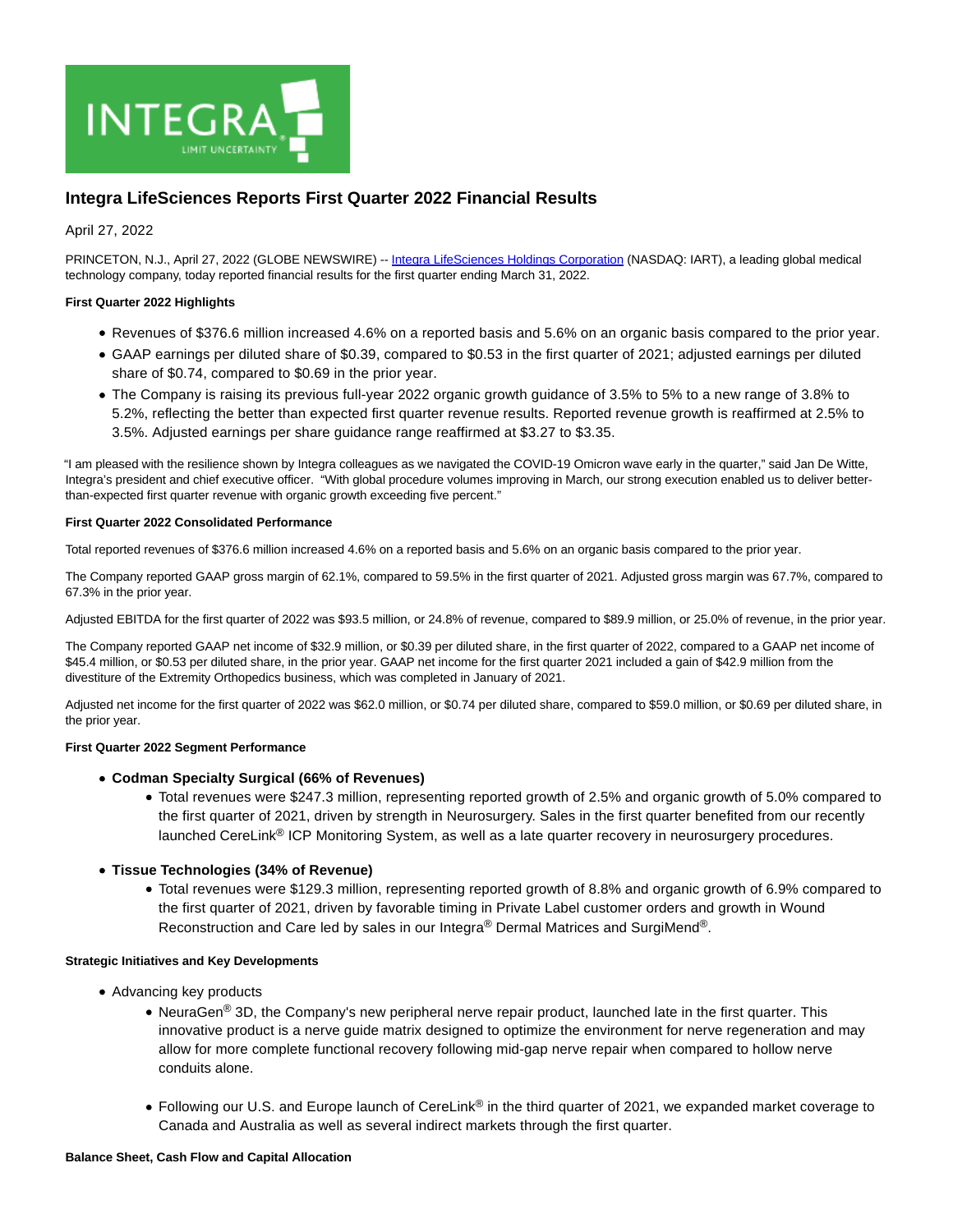# Integra LifeSciences Reports First Quarter 2022 Financial Results

April 27, 2022

PRINCETON, N.J., April 27, 2022 (GLOBE NEWSWIRE) -- Integra LifeSciences Holdings Corporation (NASDAQ: IART), a leading global medical technology company, today reported financial results for the first quarter ending March 31, 2022.

**First Quarter 2022 Highlights**

- Revenues of $376.6 million increased 4.6% on a reported basis and 5.6% on an organic basis compared to the prior year.
- GAAP earnings per diluted share of $0.39, compared to $0.53 in the first quarter of 2021; adjusted earnings per diluted share of $0.74, compared to $0.69 in the prior year.
- The Company is raising its previous full-year 2022 organic growth guidance of 3.5% to 5% to a new range of 3.8% to 5.2%, reflecting the better than expected first quarter revenue results. Reported revenue growth is reaffirmed at 2.5% to 3.5%. Adjusted earnings per share guidance range reaffirmed at $3.27 to $3.35.

"I am pleased with the resilience shown by Integra colleagues as we navigated the COVID-19 Omicron wave early in the quarter," said Jan De Witte, Integra's president and chief executive officer. "With global procedure volumes improving in March, our strong execution enabled us to deliver better-than-expected first quarter revenue with organic growth exceeding five percent."

**First Quarter 2022 Consolidated Performance**

Total reported revenues of $376.6 million increased 4.6% on a reported basis and 5.6% on an organic basis compared to the prior year.

The Company reported GAAP gross margin of 62.1%, compared to 59.5% in the first quarter of 2021. Adjusted gross margin was 67.7%, compared to 67.3% in the prior year.

Adjusted EBITDA for the first quarter of 2022 was $93.5 million, or 24.8% of revenue, compared to $89.9 million, or 25.0% of revenue, in the prior year.

The Company reported GAAP net income of $32.9 million, or $0.39 per diluted share, in the first quarter of 2022, compared to a GAAP net income of $45.4 million, or $0.53 per diluted share, in the prior year. GAAP net income for the first quarter 2021 included a gain of $42.9 million from the divestiture of the Extremity Orthopedics business, which was completed in January of 2021.

Adjusted net income for the first quarter of 2022 was $62.0 million, or $0.74 per diluted share, compared to $59.0 million, or $0.69 per diluted share, in the prior year.

**First Quarter 2022 Segment Performance**

- **Codman Specialty Surgical (66% of Revenues)**
  - Total revenues were $247.3 million, representing reported growth of 2.5% and organic growth of 5.0% compared to the first quarter of 2021, driven by strength in Neurosurgery. Sales in the first quarter benefited from our recently launched CereLink® ICP Monitoring System, as well as a late quarter recovery in neurosurgery procedures.
- **Tissue Technologies (34% of Revenue)**
  - Total revenues were $129.3 million, representing reported growth of 8.8% and organic growth of 6.9% compared to the first quarter of 2021, driven by favorable timing in Private Label customer orders and growth in Wound Reconstruction and Care led by sales in our Integra® Dermal Matrices and SurgiMend®.

**Strategic Initiatives and Key Developments**

- Advancing key products
  - NeuraGen® 3D, the Company's new peripheral nerve repair product, launched late in the first quarter. This innovative product is a nerve guide matrix designed to optimize the environment for nerve regeneration and may allow for more complete functional recovery following mid-gap nerve repair when compared to hollow nerve conduits alone.
  - Following our U.S. and Europe launch of CereLink® in the third quarter of 2021, we expanded market coverage to Canada and Australia as well as several indirect markets through the first quarter.

**Balance Sheet, Cash Flow and Capital Allocation**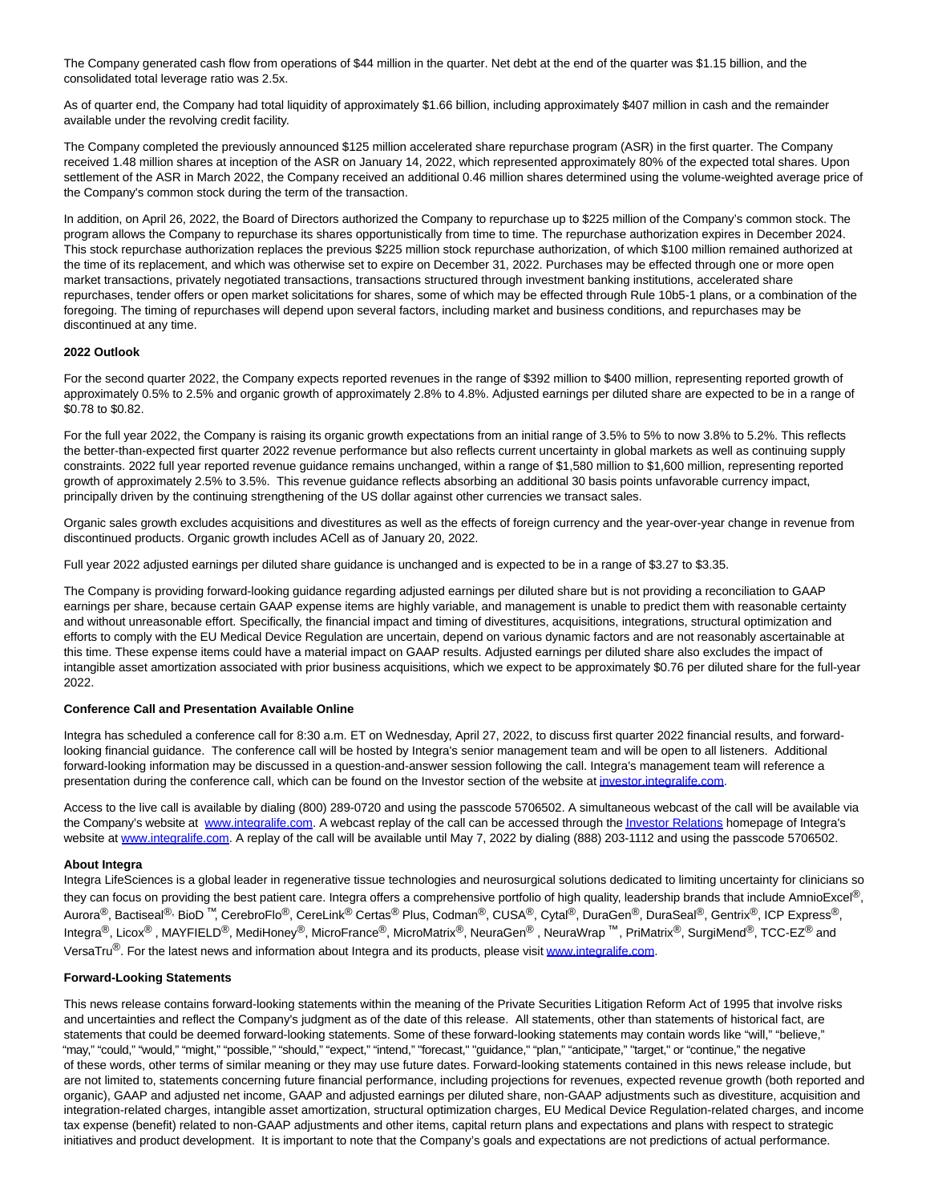The Company generated cash flow from operations of $44 million in the quarter. Net debt at the end of the quarter was $1.15 billion, and the consolidated total leverage ratio was 2.5x.

As of quarter end, the Company had total liquidity of approximately $1.66 billion, including approximately $407 million in cash and the remainder available under the revolving credit facility.

The Company completed the previously announced $125 million accelerated share repurchase program (ASR) in the first quarter. The Company received 1.48 million shares at inception of the ASR on January 14, 2022, which represented approximately 80% of the expected total shares. Upon settlement of the ASR in March 2022, the Company received an additional 0.46 million shares determined using the volume-weighted average price of the Company's common stock during the term of the transaction.

In addition, on April 26, 2022, the Board of Directors authorized the Company to repurchase up to $225 million of the Company's common stock. The program allows the Company to repurchase its shares opportunistically from time to time. The repurchase authorization expires in December 2024. This stock repurchase authorization replaces the previous $225 million stock repurchase authorization, of which $100 million remained authorized at the time of its replacement, and which was otherwise set to expire on December 31, 2022. Purchases may be effected through one or more open market transactions, privately negotiated transactions, transactions structured through investment banking institutions, accelerated share repurchases, tender offers or open market solicitations for shares, some of which may be effected through Rule 10b5-1 plans, or a combination of the foregoing. The timing of repurchases will depend upon several factors, including market and business conditions, and repurchases may be discontinued at any time.

**2022 Outlook**

For the second quarter 2022, the Company expects reported revenues in the range of $392 million to $400 million, representing reported growth of approximately 0.5% to 2.5% and organic growth of approximately 2.8% to 4.8%. Adjusted earnings per diluted share are expected to be in a range of $0.78 to $0.82.

For the full year 2022, the Company is raising its organic growth expectations from an initial range of 3.5% to 5% to now 3.8% to 5.2%. This reflects the better-than-expected first quarter 2022 revenue performance but also reflects current uncertainty in global markets as well as continuing supply constraints. 2022 full year reported revenue guidance remains unchanged, within a range of $1,580 million to $1,600 million, representing reported growth of approximately 2.5% to 3.5%. This revenue guidance reflects absorbing an additional 30 basis points unfavorable currency impact, principally driven by the continuing strengthening of the US dollar against other currencies we transact sales.

Organic sales growth excludes acquisitions and divestitures as well as the effects of foreign currency and the year-over-year change in revenue from discontinued products. Organic growth includes ACell as of January 20, 2022.

Full year 2022 adjusted earnings per diluted share guidance is unchanged and is expected to be in a range of $3.27 to $3.35.

The Company is providing forward-looking guidance regarding adjusted earnings per diluted share but is not providing a reconciliation to GAAP earnings per share, because certain GAAP expense items are highly variable, and management is unable to predict them with reasonable certainty and without unreasonable effort. Specifically, the financial impact and timing of divestitures, acquisitions, integrations, structural optimization and efforts to comply with the EU Medical Device Regulation are uncertain, depend on various dynamic factors and are not reasonably ascertainable at this time. These expense items could have a material impact on GAAP results. Adjusted earnings per diluted share also excludes the impact of intangible asset amortization associated with prior business acquisitions, which we expect to be approximately $0.76 per diluted share for the full-year 2022.

**Conference Call and Presentation Available Online**

Integra has scheduled a conference call for 8:30 a.m. ET on Wednesday, April 27, 2022, to discuss first quarter 2022 financial results, and forward-looking financial guidance. The conference call will be hosted by Integra's senior management team and will be open to all listeners. Additional forward-looking information may be discussed in a question-and-answer session following the call. Integra's management team will reference a presentation during the conference call, which can be found on the Investor section of the website at investor.integralife.com.

Access to the live call is available by dialing (800) 289-0720 and using the passcode 5706502. A simultaneous webcast of the call will be available via the Company's website at www.integralife.com. A webcast replay of the call can be accessed through the Investor Relations homepage of Integra's website at www.integralife.com. A replay of the call will be available until May 7, 2022 by dialing (888) 203-1112 and using the passcode 5706502.

**About Integra**

Integra LifeSciences is a global leader in regenerative tissue technologies and neurosurgical solutions dedicated to limiting uncertainty for clinicians so they can focus on providing the best patient care. Integra offers a comprehensive portfolio of high quality, leadership brands that include AmnioExcel®, Aurora®, Bactiseal®, BioD ™, CerebroFlo®, CereLink® Certas® Plus, Codman®, CUSA®, Cytal®, DuraGen®, DuraSeal®, Gentrix®, ICP Express®, Integra®, Licox® , MAYFIELD®, MediHoney®, MicroFrance®, MicroMatrix®, NeuraGen® , NeuraWrap ™, PriMatrix®, SurgiMend®, TCC-EZ® and VersaTru®. For the latest news and information about Integra and its products, please visit www.integralife.com.

**Forward-Looking Statements**

This news release contains forward-looking statements within the meaning of the Private Securities Litigation Reform Act of 1995 that involve risks and uncertainties and reflect the Company's judgment as of the date of this release. All statements, other than statements of historical fact, are statements that could be deemed forward-looking statements. Some of these forward-looking statements may contain words like "will," "believe," "may," "could," "would," "might," "possible," "should," "expect," "intend," "forecast," "guidance," "plan," "anticipate," "target," or "continue," the negative of these words, other terms of similar meaning or they may use future dates. Forward-looking statements contained in this news release include, but are not limited to, statements concerning future financial performance, including projections for revenues, expected revenue growth (both reported and organic), GAAP and adjusted net income, GAAP and adjusted earnings per diluted share, non-GAAP adjustments such as divestiture, acquisition and integration-related charges, intangible asset amortization, structural optimization charges, EU Medical Device Regulation-related charges, and income tax expense (benefit) related to non-GAAP adjustments and other items, capital return plans and expectations and plans with respect to strategic initiatives and product development. It is important to note that the Company's goals and expectations are not predictions of actual performance.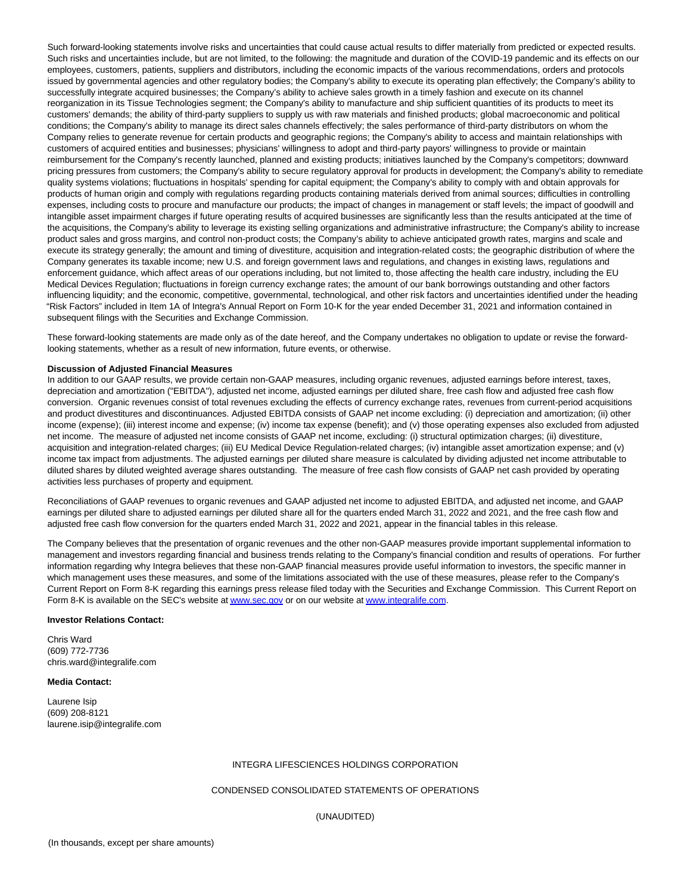Such forward-looking statements involve risks and uncertainties that could cause actual results to differ materially from predicted or expected results. Such risks and uncertainties include, but are not limited, to the following: the magnitude and duration of the COVID-19 pandemic and its effects on our employees, customers, patients, suppliers and distributors, including the economic impacts of the various recommendations, orders and protocols issued by governmental agencies and other regulatory bodies; the Company's ability to execute its operating plan effectively; the Company's ability to successfully integrate acquired businesses; the Company's ability to achieve sales growth in a timely fashion and execute on its channel reorganization in its Tissue Technologies segment; the Company's ability to manufacture and ship sufficient quantities of its products to meet its customers' demands; the ability of third-party suppliers to supply us with raw materials and finished products; global macroeconomic and political conditions; the Company's ability to manage its direct sales channels effectively; the sales performance of third-party distributors on whom the Company relies to generate revenue for certain products and geographic regions; the Company's ability to access and maintain relationships with customers of acquired entities and businesses; physicians' willingness to adopt and third-party payors' willingness to provide or maintain reimbursement for the Company's recently launched, planned and existing products; initiatives launched by the Company's competitors; downward pricing pressures from customers; the Company's ability to secure regulatory approval for products in development; the Company's ability to remediate quality systems violations; fluctuations in hospitals' spending for capital equipment; the Company's ability to comply with and obtain approvals for products of human origin and comply with regulations regarding products containing materials derived from animal sources; difficulties in controlling expenses, including costs to procure and manufacture our products; the impact of changes in management or staff levels; the impact of goodwill and intangible asset impairment charges if future operating results of acquired businesses are significantly less than the results anticipated at the time of the acquisitions, the Company's ability to leverage its existing selling organizations and administrative infrastructure; the Company's ability to increase product sales and gross margins, and control non-product costs; the Company's ability to achieve anticipated growth rates, margins and scale and execute its strategy generally; the amount and timing of divestiture, acquisition and integration-related costs; the geographic distribution of where the Company generates its taxable income; new U.S. and foreign government laws and regulations, and changes in existing laws, regulations and enforcement guidance, which affect areas of our operations including, but not limited to, those affecting the health care industry, including the EU Medical Devices Regulation; fluctuations in foreign currency exchange rates; the amount of our bank borrowings outstanding and other factors influencing liquidity; and the economic, competitive, governmental, technological, and other risk factors and uncertainties identified under the heading "Risk Factors" included in Item 1A of Integra's Annual Report on Form 10-K for the year ended December 31, 2021 and information contained in subsequent filings with the Securities and Exchange Commission.

These forward-looking statements are made only as of the date hereof, and the Company undertakes no obligation to update or revise the forward-looking statements, whether as a result of new information, future events, or otherwise.

**Discussion of Adjusted Financial Measures**

In addition to our GAAP results, we provide certain non-GAAP measures, including organic revenues, adjusted earnings before interest, taxes, depreciation and amortization ("EBITDA"), adjusted net income, adjusted earnings per diluted share, free cash flow and adjusted free cash flow conversion. Organic revenues consist of total revenues excluding the effects of currency exchange rates, revenues from current-period acquisitions and product divestitures and discontinuances. Adjusted EBITDA consists of GAAP net income excluding: (i) depreciation and amortization; (ii) other income (expense); (iii) interest income and expense; (iv) income tax expense (benefit); and (v) those operating expenses also excluded from adjusted net income. The measure of adjusted net income consists of GAAP net income, excluding: (i) structural optimization charges; (ii) divestiture, acquisition and integration-related charges; (iii) EU Medical Device Regulation-related charges; (iv) intangible asset amortization expense; and (v) income tax impact from adjustments. The adjusted earnings per diluted share measure is calculated by dividing adjusted net income attributable to diluted shares by diluted weighted average shares outstanding. The measure of free cash flow consists of GAAP net cash provided by operating activities less purchases of property and equipment.

Reconciliations of GAAP revenues to organic revenues and GAAP adjusted net income to adjusted EBITDA, and adjusted net income, and GAAP earnings per diluted share to adjusted earnings per diluted share all for the quarters ended March 31, 2022 and 2021, and the free cash flow and adjusted free cash flow conversion for the quarters ended March 31, 2022 and 2021, appear in the financial tables in this release.

The Company believes that the presentation of organic revenues and the other non-GAAP measures provide important supplemental information to management and investors regarding financial and business trends relating to the Company's financial condition and results of operations. For further information regarding why Integra believes that these non-GAAP financial measures provide useful information to investors, the specific manner in which management uses these measures, and some of the limitations associated with the use of these measures, please refer to the Company's Current Report on Form 8-K regarding this earnings press release filed today with the Securities and Exchange Commission. This Current Report on Form 8-K is available on the SEC's website at [www.sec.gov](http://www.sec.gov) or on our website at [www.integralife.com](http://www.integralife.com).

**Investor Relations Contact:**

Chris Ward
(609) 772-7736
chris.ward@integralife.com

**Media Contact:**

Laurene Isip
(609) 208-8121
laurene.isip@integralife.com

INTEGRA LIFESCIENCES HOLDINGS CORPORATION

CONDENSED CONSOLIDATED STATEMENTS OF OPERATIONS

(UNAUDITED)

(In thousands, except per share amounts)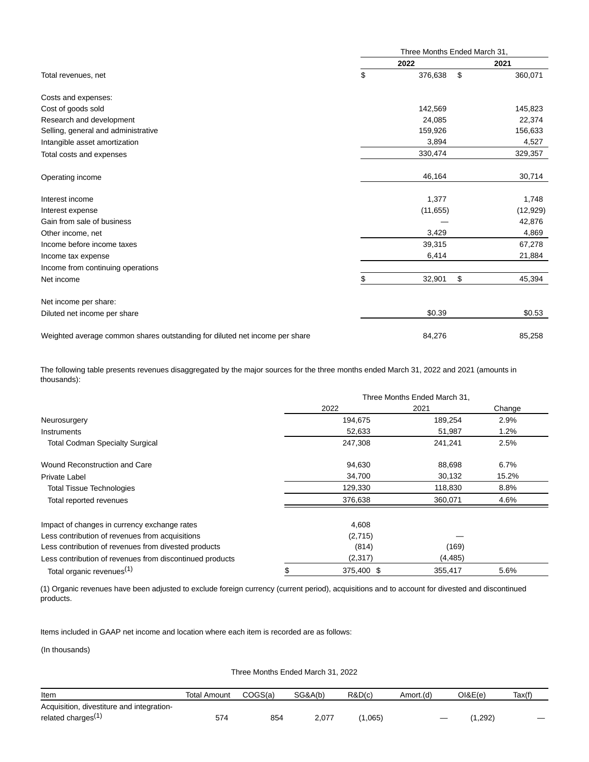| | Three Months Ended March 31, | |
|---|---|---|
| | **2022** | **2021** |
| Total revenues, net | $ 376,638 | $ 360,071 |
| | | |
| Costs and expenses: | | |
| Cost of goods sold | 142,569 | 145,823 |
| Research and development | 24,085 | 22,374 |
| Selling, general and administrative | 159,926 | 156,633 |
| Intangible asset amortization | 3,894 | 4,527 |
| Total costs and expenses | 330,474 | 329,357 |
| | | |
| Operating income | 46,164 | 30,714 |
| | | |
| Interest income | 1,377 | 1,748 |
| Interest expense | (11,655) | (12,929) |
| Gain from sale of business | — | 42,876 |
| Other income, net | 3,429 | 4,869 |
| Income before income taxes | 39,315 | 67,278 |
| Income tax expense | 6,414 | 21,884 |
| Income from continuing operations | | |
| Net income | $ 32,901 | $ 45,394 |
| | | |
| Net income per share: | | |
| Diluted net income per share | $0.39 | $0.53 |
| | | |
| Weighted average common shares outstanding for diluted net income per share | 84,276 | 85,258 |

The following table presents revenues disaggregated by the major sources for the three months ended March 31, 2022 and 2021 (amounts in thousands):

| | Three Months Ended March 31, | | |
|---|---|---|---|
| | 2022 | 2021 | Change |
| Neurosurgery | 194,675 | 189,254 | 2.9% |
| Instruments | 52,633 | 51,987 | 1.2% |
| Total Codman Specialty Surgical | 247,308 | 241,241 | 2.5% |
| | | | |
| Wound Reconstruction and Care | 94,630 | 88,698 | 6.7% |
| Private Label | 34,700 | 30,132 | 15.2% |
| Total Tissue Technologies | 129,330 | 118,830 | 8.8% |
| Total reported revenues | 376,638 | 360,071 | 4.6% |
| | | | |
| Impact of changes in currency exchange rates | 4,608 | | |
| Less contribution of revenues from acquisitions | (2,715) | — | |
| Less contribution of revenues from divested products | (814) | (169) | |
| Less contribution of revenues from discontinued products | (2,317) | (4,485) | |
| Total organic revenues[1] | $ 375,400 | $ 355,417 | 5.6% |

(1) Organic revenues have been adjusted to exclude foreign currency (current period), acquisitions and to account for divested and discontinued products.

Items included in GAAP net income and location where each item is recorded are as follows:

(In thousands)

Three Months Ended March 31, 2022

| Item | Total Amount | COGS(a) | SG&A(b) | R&D(c) | Amort.(d) | OI&E(e) | Tax(f) |
|---|---|---|---|---|---|---|---|
| Acquisition, divestiture and integration-related charges[1] | 574 | 854 | 2,077 | (1,065) | — | (1,292) | — |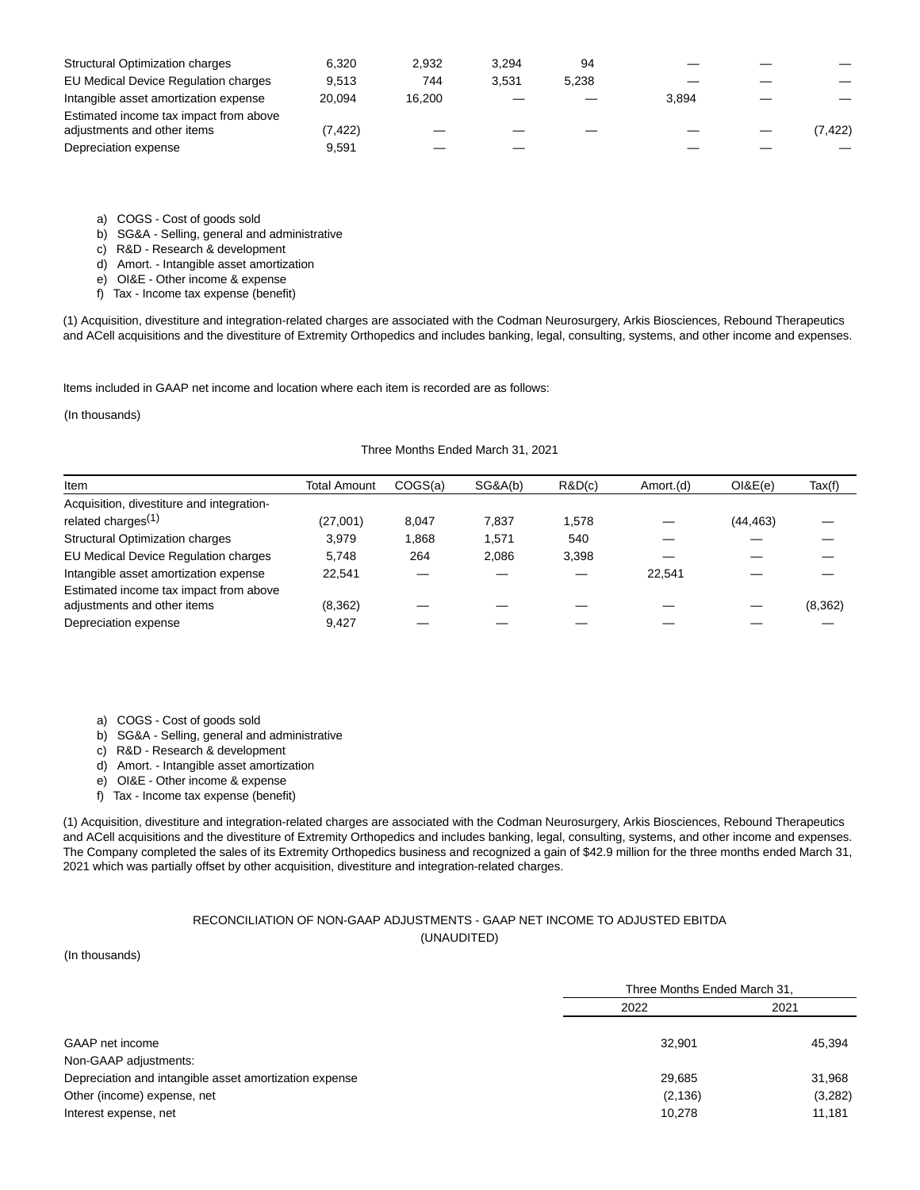| | | | | | | | |
|---|---|---|---|---|---|---|---|
| Structural Optimization charges | 6,320 | 2,932 | 3,294 | 94 | — | — | — |
| EU Medical Device Regulation charges | 9,513 | 744 | 3,531 | 5,238 | — | — | — |
| Intangible asset amortization expense | 20,094 | 16,200 | — | — | 3,894 | — | — |
| Estimated income tax impact from above adjustments and other items | (7,422) | — | — | — | — | — | (7,422) |
| Depreciation expense | 9,591 | — | — | | — | — | — |

a) COGS - Cost of goods sold
b) SG&A - Selling, general and administrative
c) R&D - Research & development
d) Amort. - Intangible asset amortization
e) OI&E - Other income & expense
f) Tax - Income tax expense (benefit)

(1) Acquisition, divestiture and integration-related charges are associated with the Codman Neurosurgery, Arkis Biosciences, Rebound Therapeutics and ACell acquisitions and the divestiture of Extremity Orthopedics and includes banking, legal, consulting, systems, and other income and expenses.

Items included in GAAP net income and location where each item is recorded are as follows:

(In thousands)

Three Months Ended March 31, 2021

| Item | Total Amount | COGS(a) | SG&A(b) | R&D(c) | Amort.(d) | OI&E(e) | Tax(f) |
|---|---|---|---|---|---|---|---|
| Acquisition, divestiture and integration-related charges[1] | (27,001) | 8,047 | 7,837 | 1,578 | — | (44,463) | — |
| Structural Optimization charges | 3,979 | 1,868 | 1,571 | 540 | — | — | — |
| EU Medical Device Regulation charges | 5,748 | 264 | 2,086 | 3,398 | — | — | — |
| Intangible asset amortization expense | 22,541 | — | — | — | 22,541 | — | — |
| Estimated income tax impact from above adjustments and other items | (8,362) | — | — | — | — | — | (8,362) |
| Depreciation expense | 9,427 | — | — | — | — | — | — |

a) COGS - Cost of goods sold
b) SG&A - Selling, general and administrative
c) R&D - Research & development
d) Amort. - Intangible asset amortization
e) OI&E - Other income & expense
f) Tax - Income tax expense (benefit)

(1) Acquisition, divestiture and integration-related charges are associated with the Codman Neurosurgery, Arkis Biosciences, Rebound Therapeutics and ACell acquisitions and the divestiture of Extremity Orthopedics and includes banking, legal, consulting, systems, and other income and expenses. The Company completed the sales of its Extremity Orthopedics business and recognized a gain of $42.9 million for the three months ended March 31, 2021 which was partially offset by other acquisition, divestiture and integration-related charges.

RECONCILIATION OF NON-GAAP ADJUSTMENTS - GAAP NET INCOME TO ADJUSTED EBITDA
(UNAUDITED)

(In thousands)

| | Three Months Ended March 31, | |
|---|---|---|
| | 2022 | 2021 |
| GAAP net income | 32,901 | 45,394 |
| Non-GAAP adjustments: | | |
| Depreciation and intangible asset amortization expense | 29,685 | 31,968 |
| Other (income) expense, net | (2,136) | (3,282) |
| Interest expense, net | 10,278 | 11,181 |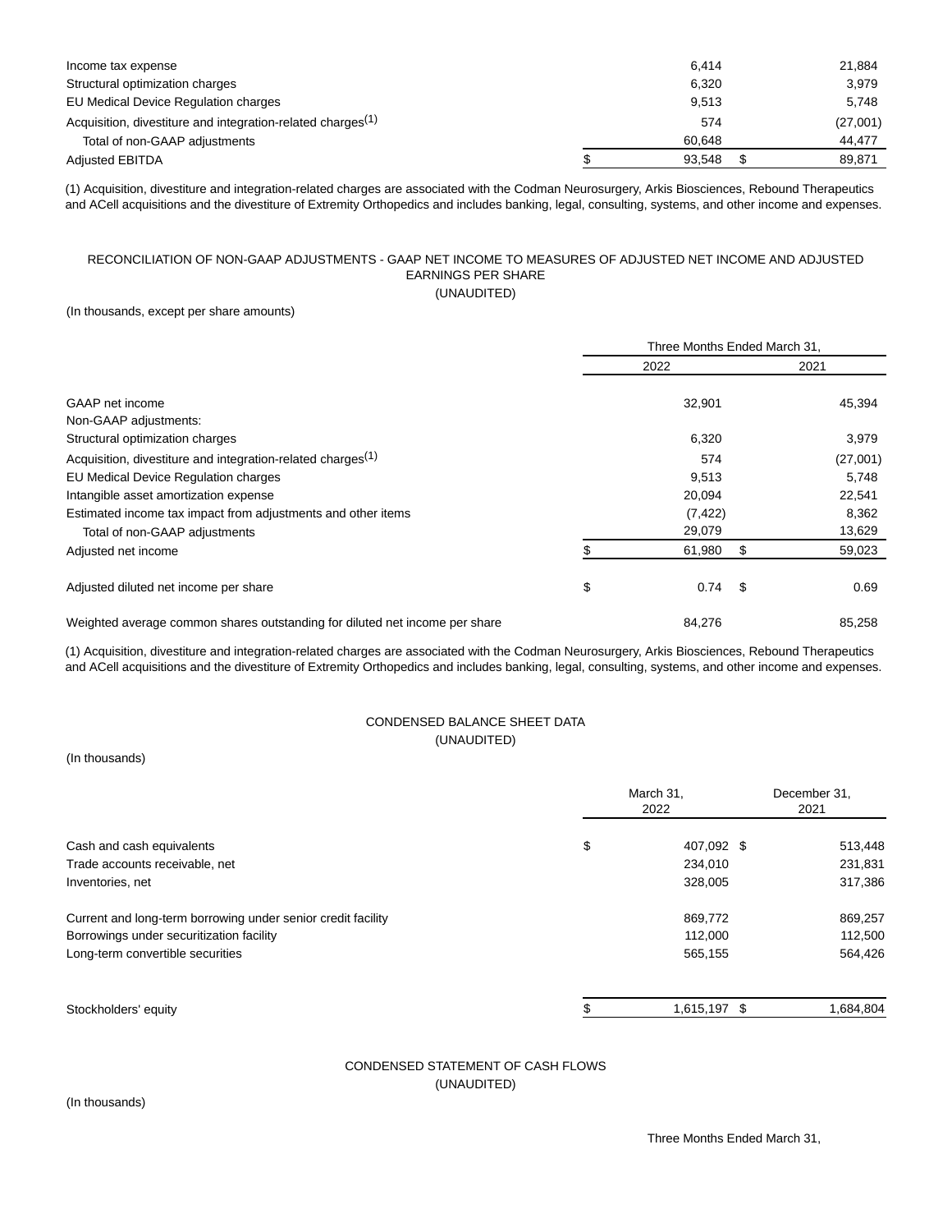| | | |
|---|---|---|
| Income tax expense | 6,414 | 21,884 |
| Structural optimization charges | 6,320 | 3,979 |
| EU Medical Device Regulation charges | 9,513 | 5,748 |
| Acquisition, divestiture and integration-related charges[1] | 574 | (27,001) |
| Total of non-GAAP adjustments | 60,648 | 44,477 |
| Adjusted EBITDA | $ 93,548 | $ 89,871 |

(1) Acquisition, divestiture and integration-related charges are associated with the Codman Neurosurgery, Arkis Biosciences, Rebound Therapeutics and ACell acquisitions and the divestiture of Extremity Orthopedics and includes banking, legal, consulting, systems, and other income and expenses.

RECONCILIATION OF NON-GAAP ADJUSTMENTS - GAAP NET INCOME TO MEASURES OF ADJUSTED NET INCOME AND ADJUSTED EARNINGS PER SHARE

(UNAUDITED)

(In thousands, except per share amounts)

| | Three Months Ended March 31, | |
|---|---|---|
| | 2022 | 2021 |
| GAAP net income | 32,901 | 45,394 |
| Non-GAAP adjustments: | | |
| Structural optimization charges | 6,320 | 3,979 |
| Acquisition, divestiture and integration-related charges[1] | 574 | (27,001) |
| EU Medical Device Regulation charges | 9,513 | 5,748 |
| Intangible asset amortization expense | 20,094 | 22,541 |
| Estimated income tax impact from adjustments and other items | (7,422) | 8,362 |
| Total of non-GAAP adjustments | 29,079 | 13,629 |
| Adjusted net income | $ 61,980 | $ 59,023 |
| Adjusted diluted net income per share | $ 0.74 | $ 0.69 |
| Weighted average common shares outstanding for diluted net income per share | 84,276 | 85,258 |

(1) Acquisition, divestiture and integration-related charges are associated with the Codman Neurosurgery, Arkis Biosciences, Rebound Therapeutics and ACell acquisitions and the divestiture of Extremity Orthopedics and includes banking, legal, consulting, systems, and other income and expenses.

CONDENSED BALANCE SHEET DATA

(UNAUDITED)

(In thousands)

| | March 31, 2022 | December 31, 2021 |
|---|---|---|
| Cash and cash equivalents | $ 407,092 | $ 513,448 |
| Trade accounts receivable, net | 234,010 | 231,831 |
| Inventories, net | 328,005 | 317,386 |
| Current and long-term borrowing under senior credit facility | 869,772 | 869,257 |
| Borrowings under securitization facility | 112,000 | 112,500 |
| Long-term convertible securities | 565,155 | 564,426 |
| Stockholders' equity | $ 1,615,197 | $ 1,684,804 |

CONDENSED STATEMENT OF CASH FLOWS

(UNAUDITED)

(In thousands)

Three Months Ended March 31,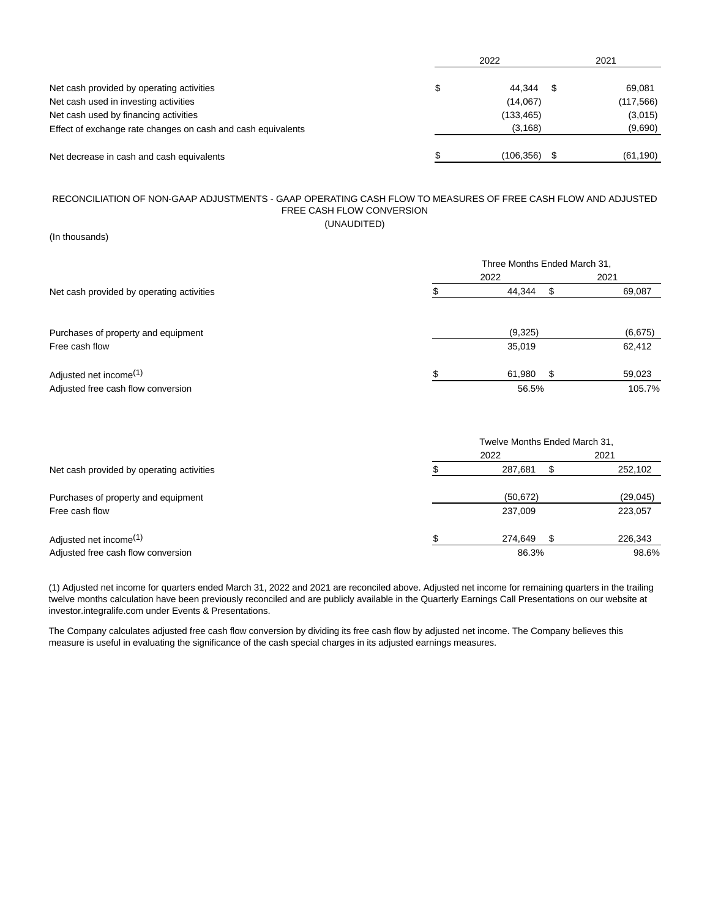| | 2022 | 2021 |
|---|---|---|
| Net cash provided by operating activities | $ 44,344 | $ 69,081 |
| Net cash used in investing activities | (14,067) | (117,566) |
| Net cash used by financing activities | (133,465) | (3,015) |
| Effect of exchange rate changes on cash and cash equivalents | (3,168) | (9,690) |
| Net decrease in cash and cash equivalents | $ (106,356) | $ (61,190) |

RECONCILIATION OF NON-GAAP ADJUSTMENTS - GAAP OPERATING CASH FLOW TO MEASURES OF FREE CASH FLOW AND ADJUSTED FREE CASH FLOW CONVERSION

(UNAUDITED)

(In thousands)

| | Three Months Ended March 31, | |
|---|---|---|
| | 2022 | 2021 |
| Net cash provided by operating activities | $ 44,344 | $ 69,087 |
| Purchases of property and equipment | (9,325) | (6,675) |
| Free cash flow | 35,019 | 62,412 |
| Adjusted net income[1] | $ 61,980 | $ 59,023 |
| Adjusted free cash flow conversion | 56.5% | 105.7% |

| | Twelve Months Ended March 31, | |
|---|---|---|
| | 2022 | 2021 |
| Net cash provided by operating activities | $ 287,681 | $ 252,102 |
| Purchases of property and equipment | (50,672) | (29,045) |
| Free cash flow | 237,009 | 223,057 |
| Adjusted net income[1] | $ 274,649 | $ 226,343 |
| Adjusted free cash flow conversion | 86.3% | 98.6% |

(1) Adjusted net income for quarters ended March 31, 2022 and 2021 are reconciled above. Adjusted net income for remaining quarters in the trailing twelve months calculation have been previously reconciled and are publicly available in the Quarterly Earnings Call Presentations on our website at investor.integralife.com under Events & Presentations.

The Company calculates adjusted free cash flow conversion by dividing its free cash flow by adjusted net income. The Company believes this measure is useful in evaluating the significance of the cash special charges in its adjusted earnings measures.